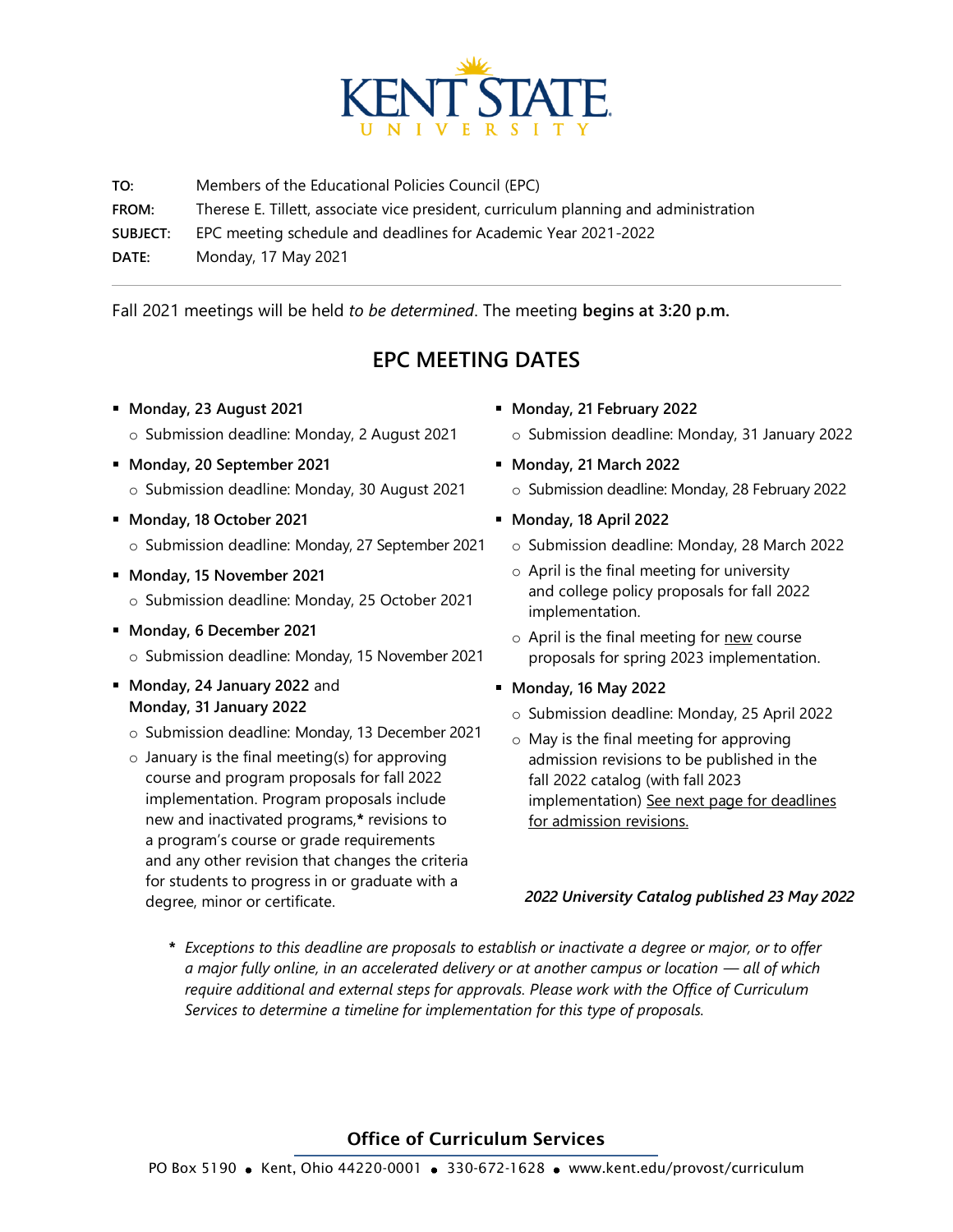**TO:** Members of the Educational Policies Council (EPC)

**FROM:** Therese E. Tillett, associate vice president, curriculum planning and administration

**SUBJECT:** EPC meeting schedule and deadlines for Academic Year 2021-2022

**DATE:** Monday, 17 May 2021

---

Fall 2021 meetings will be held *to be determined*. The meeting **begins at 3:20 p.m.**

## EPC MEETING DATES

- **Monday, 23 August 2021**
  - Submission deadline: Monday, 2 August 2021
- **Monday, 20 September 2021**
  - Submission deadline: Monday, 30 August 2021
- **Monday, 18 October 2021**
  - Submission deadline: Monday, 27 September 2021
- **Monday, 15 November 2021**
  - Submission deadline: Monday, 25 October 2021
- **Monday, 6 December 2021**
  - Submission deadline: Monday, 15 November 2021
- **Monday, 24 January 2022** and **Monday, 31 January 2022**
  - Submission deadline: Monday, 13 December 2021
  - January is the final meeting(s) for approving course and program proposals for fall 2022 implementation. Program proposals include new and inactivated programs,* revisions to a program's course or grade requirements and any other revision that changes the criteria for students to progress in or graduate with a degree, minor or certificate.
- **Monday, 21 February 2022**
  - Submission deadline: Monday, 31 January 2022
- **Monday, 21 March 2022**
  - Submission deadline: Monday, 28 February 2022
- **Monday, 18 April 2022**
  - Submission deadline: Monday, 28 March 2022
  - April is the final meeting for university and college policy proposals for fall 2022 implementation.
  - April is the final meeting for new course proposals for spring 2023 implementation.
- **Monday, 16 May 2022**
  - Submission deadline: Monday, 25 April 2022
  - May is the final meeting for approving admission revisions to be published in the fall 2022 catalog (with fall 2023 implementation) See next page for deadlines for admission revisions.

***2022 University Catalog published 23 May 2022***

\* *Exceptions to this deadline are proposals to establish or inactivate a degree or major, or to offer a major fully online, in an accelerated delivery or at another campus or location — all of which require additional and external steps for approvals. Please work with the Office of Curriculum Services to determine a timeline for implementation for this type of proposals.*

**Office of Curriculum Services**

PO Box 5190 • Kent, Ohio 44220-0001 • 330-672-1628 • www.kent.edu/provost/curriculum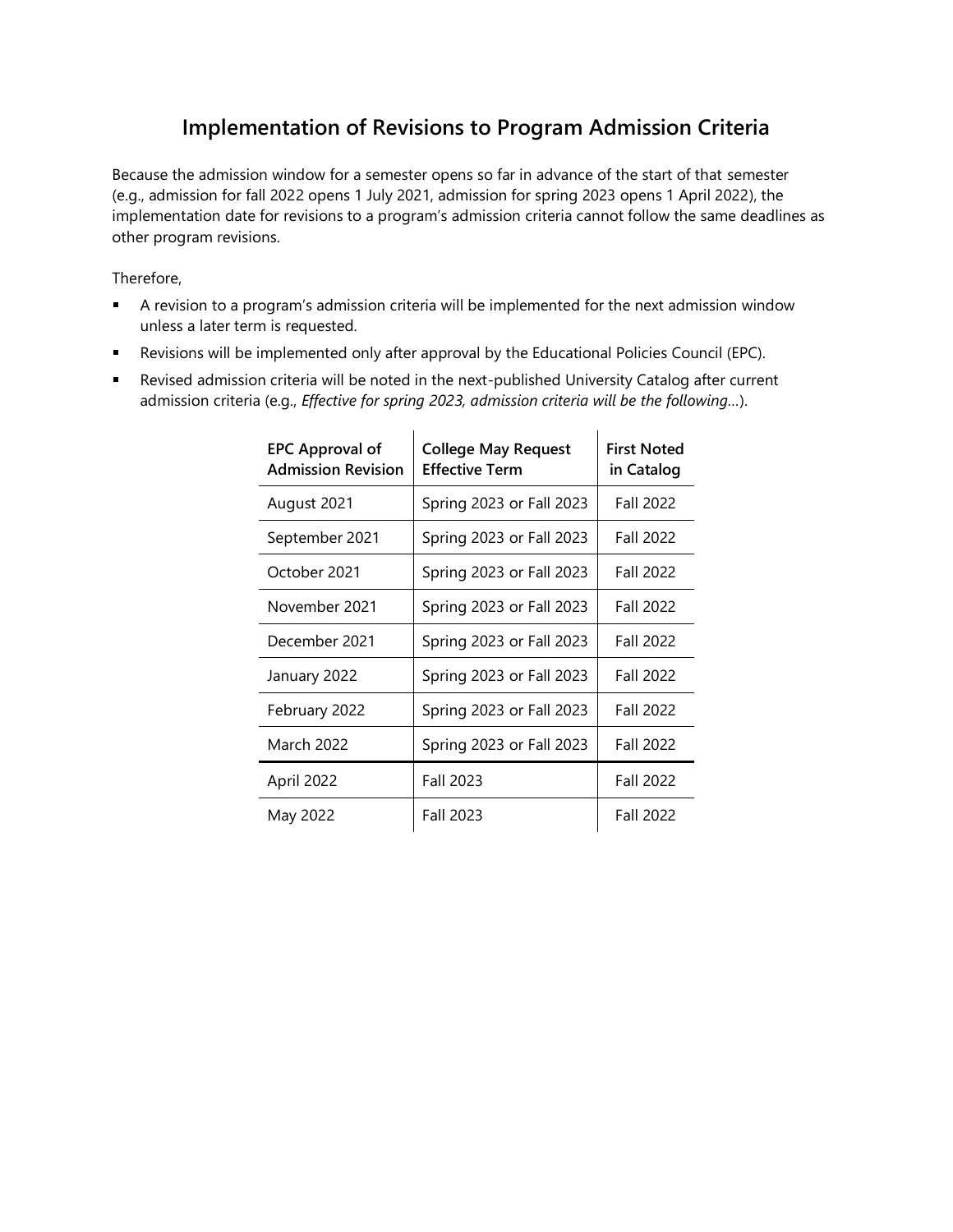# Implementation of Revisions to Program Admission Criteria

Because the admission window for a semester opens so far in advance of the start of that semester (e.g., admission for fall 2022 opens 1 July 2021, admission for spring 2023 opens 1 April 2022), the implementation date for revisions to a program's admission criteria cannot follow the same deadlines as other program revisions.

Therefore,

- A revision to a program's admission criteria will be implemented for the next admission window unless a later term is requested.
- Revisions will be implemented only after approval by the Educational Policies Council (EPC).
- Revised admission criteria will be noted in the next-published University Catalog after current admission criteria (e.g., *Effective for spring 2023, admission criteria will be the following*…).

| EPC Approval of Admission Revision | College May Request Effective Term | First Noted in Catalog |
|---|---|---|
| August 2021 | Spring 2023 or Fall 2023 | Fall 2022 |
| September 2021 | Spring 2023 or Fall 2023 | Fall 2022 |
| October 2021 | Spring 2023 or Fall 2023 | Fall 2022 |
| November 2021 | Spring 2023 or Fall 2023 | Fall 2022 |
| December 2021 | Spring 2023 or Fall 2023 | Fall 2022 |
| January 2022 | Spring 2023 or Fall 2023 | Fall 2022 |
| February 2022 | Spring 2023 or Fall 2023 | Fall 2022 |
| March 2022 | Spring 2023 or Fall 2023 | Fall 2022 |
| April 2022 | Fall 2023 | Fall 2022 |
| May 2022 | Fall 2023 | Fall 2022 |